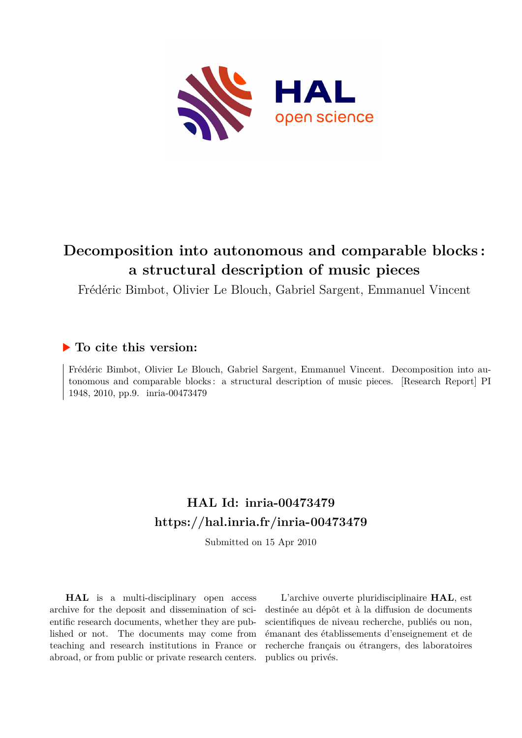# Decomposition into autonomous and comparable blocks : a structural description of music pieces

Frédéric Bimbot, Olivier Le Blouch, Gabriel Sargent, Emmanuel Vincent

## To cite this version:

Frédéric Bimbot, Olivier Le Blouch, Gabriel Sargent, Emmanuel Vincent. Decomposition into autonomous and comparable blocks : a structural description of music pieces. [Research Report] PI 1948, 2010, pp.9. inria-00473479

## HAL Id: inria-00473479
## https://hal.inria.fr/inria-00473479

Submitted on 15 Apr 2010

**HAL** is a multi-disciplinary open access archive for the deposit and dissemination of scientific research documents, whether they are published or not. The documents may come from teaching and research institutions in France or abroad, or from public or private research centers.

L'archive ouverte pluridisciplinaire **HAL**, est destinée au dépôt et à la diffusion de documents scientifiques de niveau recherche, publiés ou non, émanant des établissements d'enseignement et de recherche français ou étrangers, des laboratoires publics ou privés.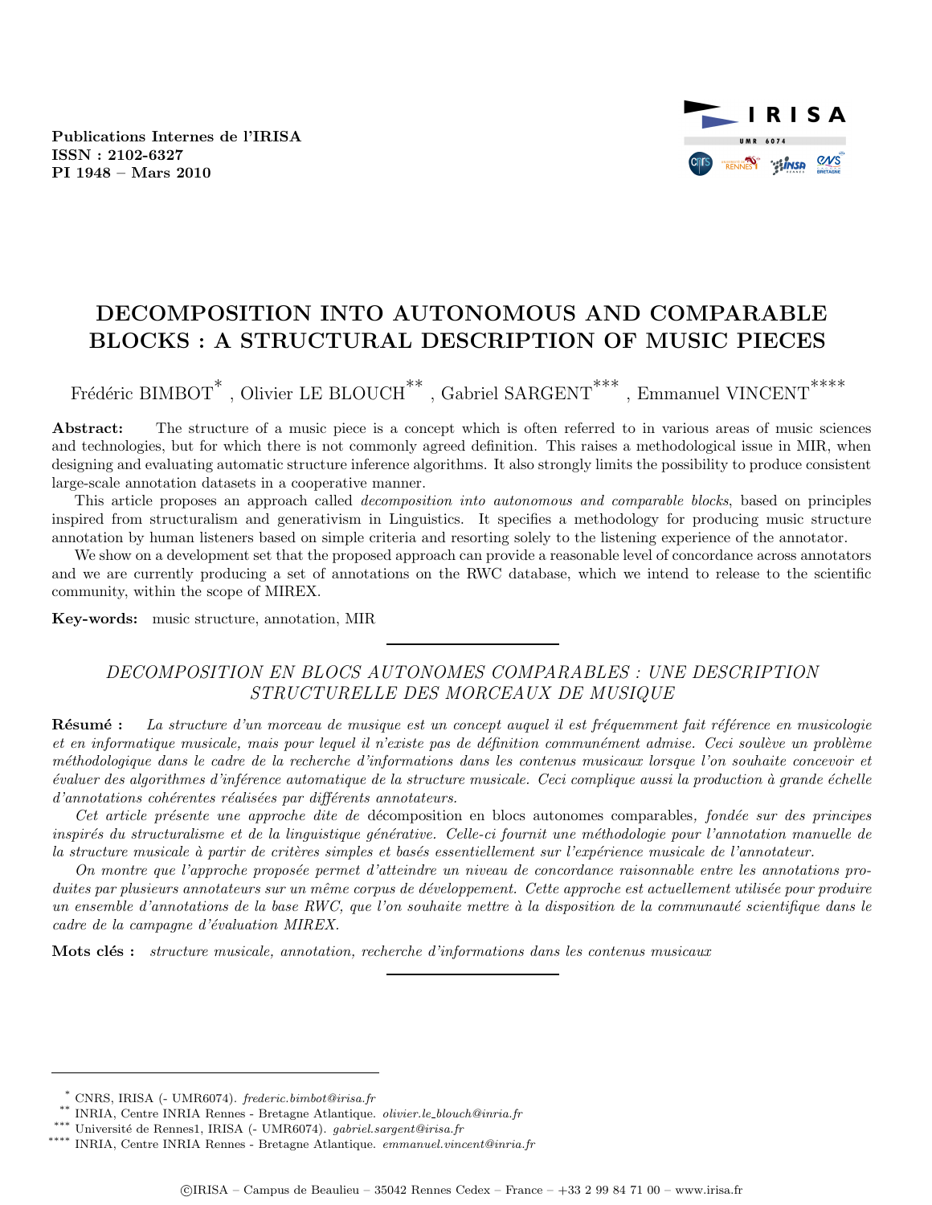Publications Internes de l'IRISA
ISSN : 2102-6327
PI 1948 – Mars 2010

# DECOMPOSITION INTO AUTONOMOUS AND COMPARABLE BLOCKS : A STRUCTURAL DESCRIPTION OF MUSIC PIECES

Frédéric BIMBOT[*] , Olivier LE BLOUCH[**] , Gabriel SARGENT[***] , Emmanuel VINCENT[****]

**Abstract:** The structure of a music piece is a concept which is often referred to in various areas of music sciences and technologies, but for which there is not commonly agreed definition. This raises a methodological issue in MIR, when designing and evaluating automatic structure inference algorithms. It also strongly limits the possibility to produce consistent large-scale annotation datasets in a cooperative manner.

This article proposes an approach called *decomposition into autonomous and comparable blocks*, based on principles inspired from structuralism and generativism in Linguistics. It specifies a methodology for producing music structure annotation by human listeners based on simple criteria and resorting solely to the listening experience of the annotator.

We show on a development set that the proposed approach can provide a reasonable level of concordance across annotators and we are currently producing a set of annotations on the RWC database, which we intend to release to the scientific community, within the scope of MIREX.

**Key-words:** music structure, annotation, MIR

---

*DECOMPOSITION EN BLOCS AUTONOMES COMPARABLES : UNE DESCRIPTION STRUCTURELLE DES MORCEAUX DE MUSIQUE*

**Résumé :** *La structure d'un morceau de musique est un concept auquel il est fréquemment fait référence en musicologie et en informatique musicale, mais pour lequel il n'existe pas de définition communément admise. Ceci soulève un problème méthodologique dans le cadre de la recherche d'informations dans les contenus musicaux lorsque l'on souhaite concevoir et évaluer des algorithmes d'inférence automatique de la structure musicale. Ceci complique aussi la production à grande échelle d'annotations cohérentes réalisées par différents annotateurs.*

*Cet article présente une approche dite de* décomposition en blocs autonomes comparables*, fondée sur des principes inspirés du structuralisme et de la linguistique générative. Celle-ci fournit une méthodologie pour l'annotation manuelle de la structure musicale à partir de critères simples et basés essentiellement sur l'expérience musicale de l'annotateur.*

*On montre que l'approche proposée permet d'atteindre un niveau de concordance raisonnable entre les annotations produites par plusieurs annotateurs sur un même corpus de développement. Cette approche est actuellement utilisée pour produire un ensemble d'annotations de la base RWC, que l'on souhaite mettre à la disposition de la communauté scientifique dans le cadre de la campagne d'évaluation MIREX.*

**Mots clés :** *structure musicale, annotation, recherche d'informations dans les contenus musicaux*

---

[*] CNRS, IRISA (- UMR6074). *frederic.bimbot@irisa.fr*
[**] INRIA, Centre INRIA Rennes - Bretagne Atlantique. *olivier.le_blouch@inria.fr*
[***] Université de Rennes1, IRISA (- UMR6074). *gabriel.sargent@irisa.fr*
[****] INRIA, Centre INRIA Rennes - Bretagne Atlantique. *emmanuel.vincent@inria.fr*

©IRISA – Campus de Beaulieu – 35042 Rennes Cedex – France – +33 2 99 84 71 00 – www.irisa.fr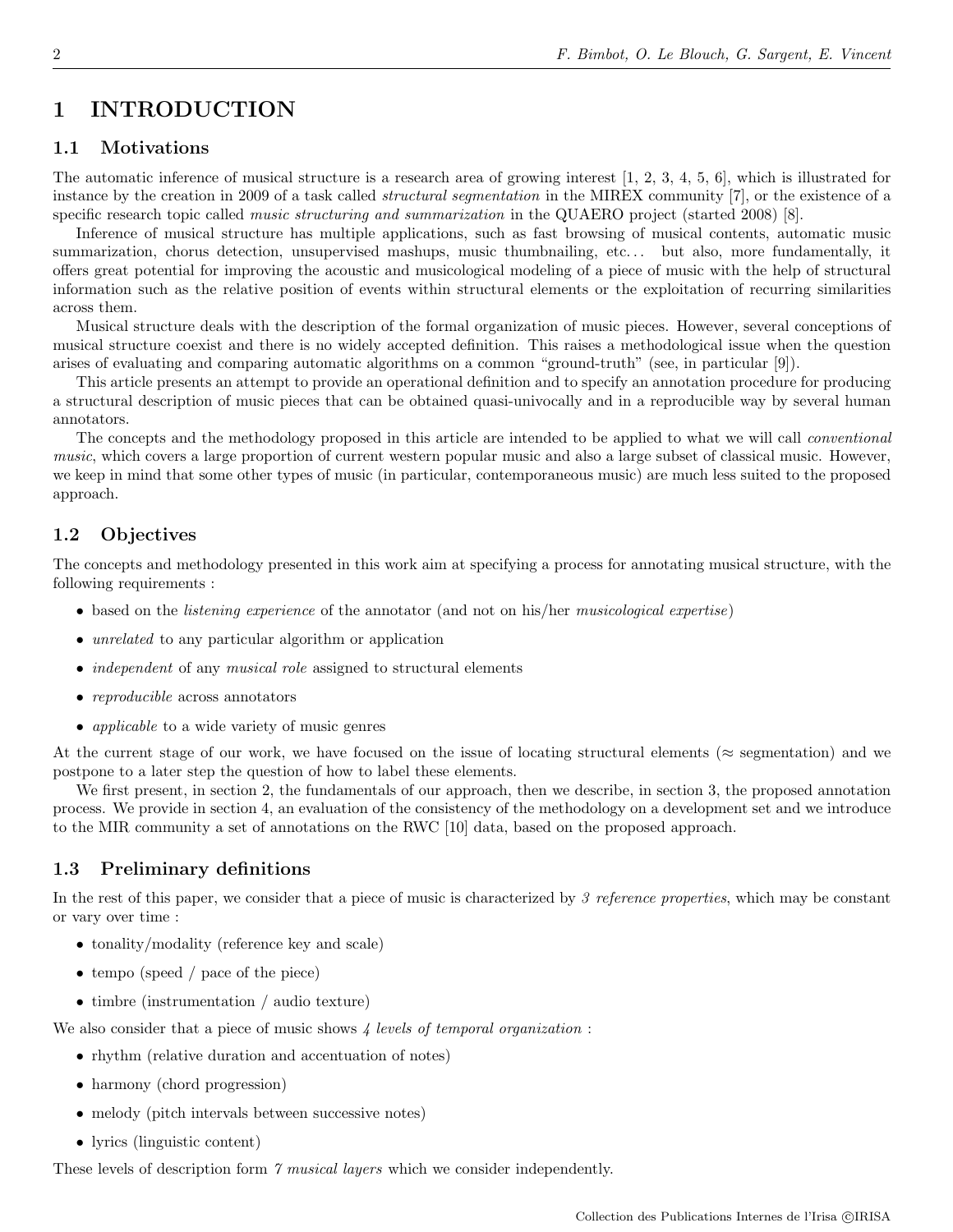# 1 INTRODUCTION

## 1.1 Motivations

The automatic inference of musical structure is a research area of growing interest [1, 2, 3, 4, 5, 6], which is illustrated for instance by the creation in 2009 of a task called *structural segmentation* in the MIREX community [7], or the existence of a specific research topic called *music structuring and summarization* in the QUAERO project (started 2008) [8].

Inference of musical structure has multiple applications, such as fast browsing of musical contents, automatic music summarization, chorus detection, unsupervised mashups, music thumbnailing, etc... but also, more fundamentally, it offers great potential for improving the acoustic and musicological modeling of a piece of music with the help of structural information such as the relative position of events within structural elements or the exploitation of recurring similarities across them.

Musical structure deals with the description of the formal organization of music pieces. However, several conceptions of musical structure coexist and there is no widely accepted definition. This raises a methodological issue when the question arises of evaluating and comparing automatic algorithms on a common "ground-truth" (see, in particular [9]).

This article presents an attempt to provide an operational definition and to specify an annotation procedure for producing a structural description of music pieces that can be obtained quasi-univocally and in a reproducible way by several human annotators.

The concepts and the methodology proposed in this article are intended to be applied to what we will call *conventional music*, which covers a large proportion of current western popular music and also a large subset of classical music. However, we keep in mind that some other types of music (in particular, contemporaneous music) are much less suited to the proposed approach.

## 1.2 Objectives

The concepts and methodology presented in this work aim at specifying a process for annotating musical structure, with the following requirements :

- based on the *listening experience* of the annotator (and not on his/her *musicological expertise*)
- *unrelated* to any particular algorithm or application
- *independent* of any *musical role* assigned to structural elements
- *reproducible* across annotators
- *applicable* to a wide variety of music genres

At the current stage of our work, we have focused on the issue of locating structural elements (≈ segmentation) and we postpone to a later step the question of how to label these elements.

We first present, in section 2, the fundamentals of our approach, then we describe, in section 3, the proposed annotation process. We provide in section 4, an evaluation of the consistency of the methodology on a development set and we introduce to the MIR community a set of annotations on the RWC [10] data, based on the proposed approach.

## 1.3 Preliminary definitions

In the rest of this paper, we consider that a piece of music is characterized by *3 reference properties*, which may be constant or vary over time :

- tonality/modality (reference key and scale)
- tempo (speed / pace of the piece)
- timbre (instrumentation / audio texture)

We also consider that a piece of music shows *4 levels of temporal organization* :

- rhythm (relative duration and accentuation of notes)
- harmony (chord progression)
- melody (pitch intervals between successive notes)
- lyrics (linguistic content)

These levels of description form *7 musical layers* which we consider independently.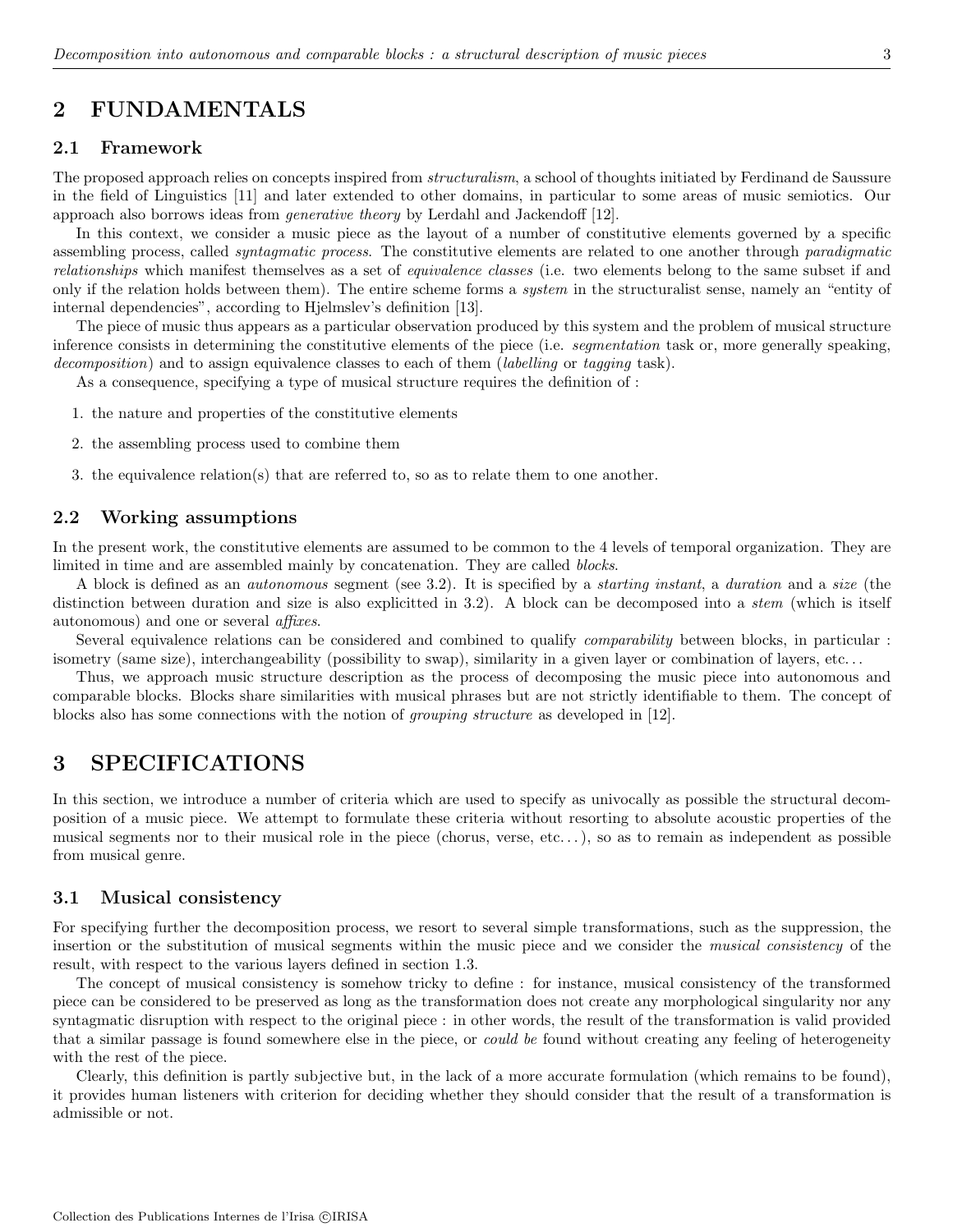## 2 FUNDAMENTALS

### 2.1 Framework

The proposed approach relies on concepts inspired from *structuralism*, a school of thoughts initiated by Ferdinand de Saussure in the field of Linguistics [11] and later extended to other domains, in particular to some areas of music semiotics. Our approach also borrows ideas from *generative theory* by Lerdahl and Jackendoff [12].

In this context, we consider a music piece as the layout of a number of constitutive elements governed by a specific assembling process, called *syntagmatic process*. The constitutive elements are related to one another through *paradigmatic relationships* which manifest themselves as a set of *equivalence classes* (i.e. two elements belong to the same subset if and only if the relation holds between them). The entire scheme forms a *system* in the structuralist sense, namely an "entity of internal dependencies", according to Hjelmslev's definition [13].

The piece of music thus appears as a particular observation produced by this system and the problem of musical structure inference consists in determining the constitutive elements of the piece (i.e. *segmentation* task or, more generally speaking, *decomposition*) and to assign equivalence classes to each of them (*labelling* or *tagging* task).

As a consequence, specifying a type of musical structure requires the definition of :

1. the nature and properties of the constitutive elements
2. the assembling process used to combine them
3. the equivalence relation(s) that are referred to, so as to relate them to one another.

### 2.2 Working assumptions

In the present work, the constitutive elements are assumed to be common to the 4 levels of temporal organization. They are limited in time and are assembled mainly by concatenation. They are called *blocks*.

A block is defined as an *autonomous* segment (see 3.2). It is specified by a *starting instant*, a *duration* and a *size* (the distinction between duration and size is also explicitted in 3.2). A block can be decomposed into a *stem* (which is itself autonomous) and one or several *affixes*.

Several equivalence relations can be considered and combined to qualify *comparability* between blocks, in particular : isometry (same size), interchangeability (possibility to swap), similarity in a given layer or combination of layers, etc...

Thus, we approach music structure description as the process of decomposing the music piece into autonomous and comparable blocks. Blocks share similarities with musical phrases but are not strictly identifiable to them. The concept of blocks also has some connections with the notion of *grouping structure* as developed in [12].

## 3 SPECIFICATIONS

In this section, we introduce a number of criteria which are used to specify as univocally as possible the structural decomposition of a music piece. We attempt to formulate these criteria without resorting to absolute acoustic properties of the musical segments nor to their musical role in the piece (chorus, verse, etc...), so as to remain as independent as possible from musical genre.

### 3.1 Musical consistency

For specifying further the decomposition process, we resort to several simple transformations, such as the suppression, the insertion or the substitution of musical segments within the music piece and we consider the *musical consistency* of the result, with respect to the various layers defined in section 1.3.

The concept of musical consistency is somehow tricky to define : for instance, musical consistency of the transformed piece can be considered to be preserved as long as the transformation does not create any morphological singularity nor any syntagmatic disruption with respect to the original piece : in other words, the result of the transformation is valid provided that a similar passage is found somewhere else in the piece, or *could be* found without creating any feeling of heterogeneity with the rest of the piece.

Clearly, this definition is partly subjective but, in the lack of a more accurate formulation (which remains to be found), it provides human listeners with criterion for deciding whether they should consider that the result of a transformation is admissible or not.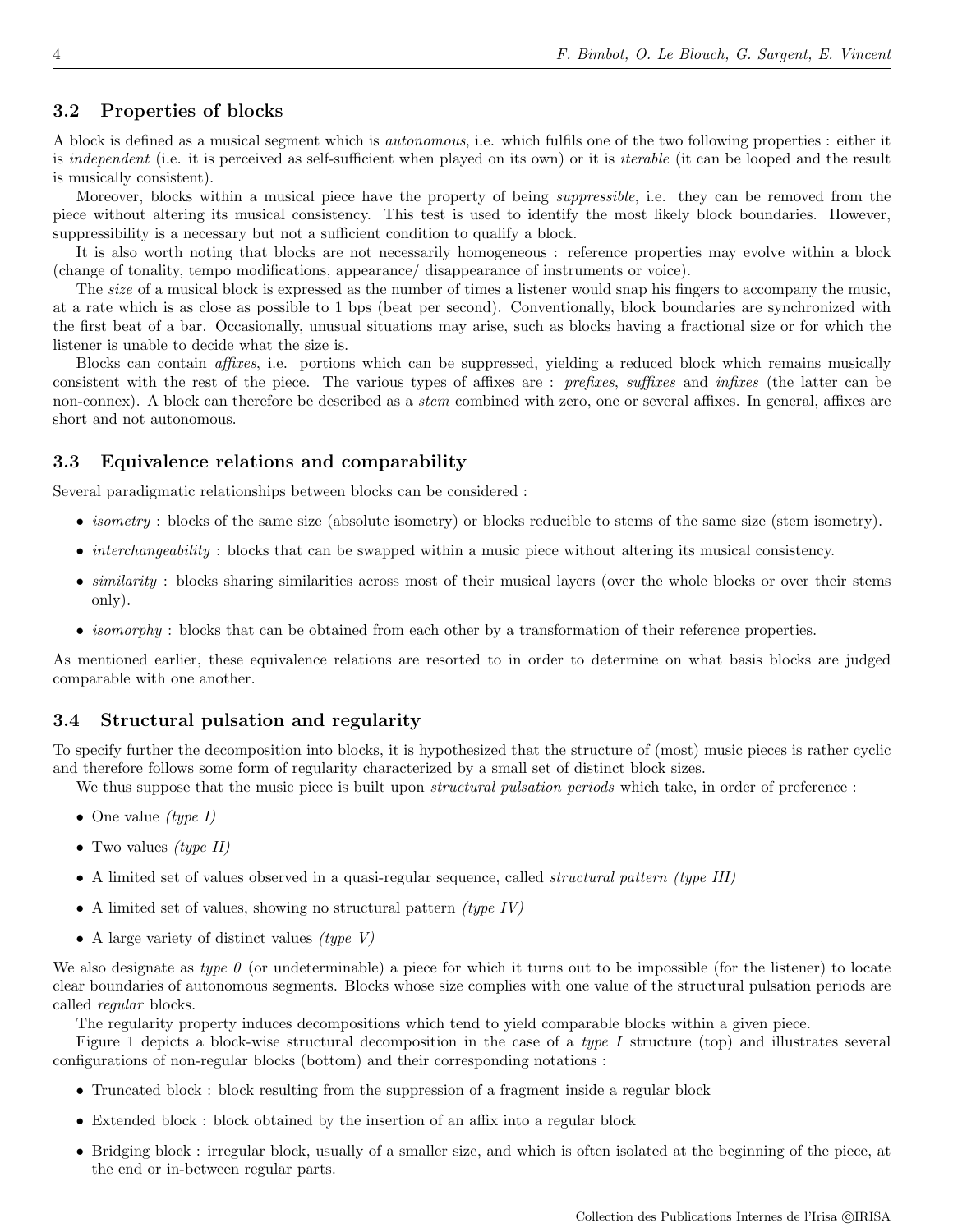### 3.2 Properties of blocks

A block is defined as a musical segment which is *autonomous*, i.e. which fulfils one of the two following properties : either it is *independent* (i.e. it is perceived as self-sufficient when played on its own) or it is *iterable* (it can be looped and the result is musically consistent).

Moreover, blocks within a musical piece have the property of being *suppressible*, i.e. they can be removed from the piece without altering its musical consistency. This test is used to identify the most likely block boundaries. However, suppressibility is a necessary but not a sufficient condition to qualify a block.

It is also worth noting that blocks are not necessarily homogeneous : reference properties may evolve within a block (change of tonality, tempo modifications, appearance/ disappearance of instruments or voice).

The *size* of a musical block is expressed as the number of times a listener would snap his fingers to accompany the music, at a rate which is as close as possible to 1 bps (beat per second). Conventionally, block boundaries are synchronized with the first beat of a bar. Occasionally, unusual situations may arise, such as blocks having a fractional size or for which the listener is unable to decide what the size is.

Blocks can contain *affixes*, i.e. portions which can be suppressed, yielding a reduced block which remains musically consistent with the rest of the piece. The various types of affixes are : *prefixes*, *suffixes* and *infixes* (the latter can be non-connex). A block can therefore be described as a *stem* combined with zero, one or several affixes. In general, affixes are short and not autonomous.

### 3.3 Equivalence relations and comparability

Several paradigmatic relationships between blocks can be considered :

- *isometry* : blocks of the same size (absolute isometry) or blocks reducible to stems of the same size (stem isometry).
- *interchangeability* : blocks that can be swapped within a music piece without altering its musical consistency.
- *similarity* : blocks sharing similarities across most of their musical layers (over the whole blocks or over their stems only).
- *isomorphy* : blocks that can be obtained from each other by a transformation of their reference properties.

As mentioned earlier, these equivalence relations are resorted to in order to determine on what basis blocks are judged comparable with one another.

### 3.4 Structural pulsation and regularity

To specify further the decomposition into blocks, it is hypothesized that the structure of (most) music pieces is rather cyclic and therefore follows some form of regularity characterized by a small set of distinct block sizes.

We thus suppose that the music piece is built upon *structural pulsation periods* which take, in order of preference :

- One value *(type I)*
- Two values *(type II)*
- A limited set of values observed in a quasi-regular sequence, called *structural pattern (type III)*
- A limited set of values, showing no structural pattern *(type IV)*
- A large variety of distinct values *(type V)*

We also designate as *type 0* (or undeterminable) a piece for which it turns out to be impossible (for the listener) to locate clear boundaries of autonomous segments. Blocks whose size complies with one value of the structural pulsation periods are called *regular* blocks.

The regularity property induces decompositions which tend to yield comparable blocks within a given piece.

Figure 1 depicts a block-wise structural decomposition in the case of a *type I* structure (top) and illustrates several configurations of non-regular blocks (bottom) and their corresponding notations :

- Truncated block : block resulting from the suppression of a fragment inside a regular block
- Extended block : block obtained by the insertion of an affix into a regular block
- Bridging block : irregular block, usually of a smaller size, and which is often isolated at the beginning of the piece, at the end or in-between regular parts.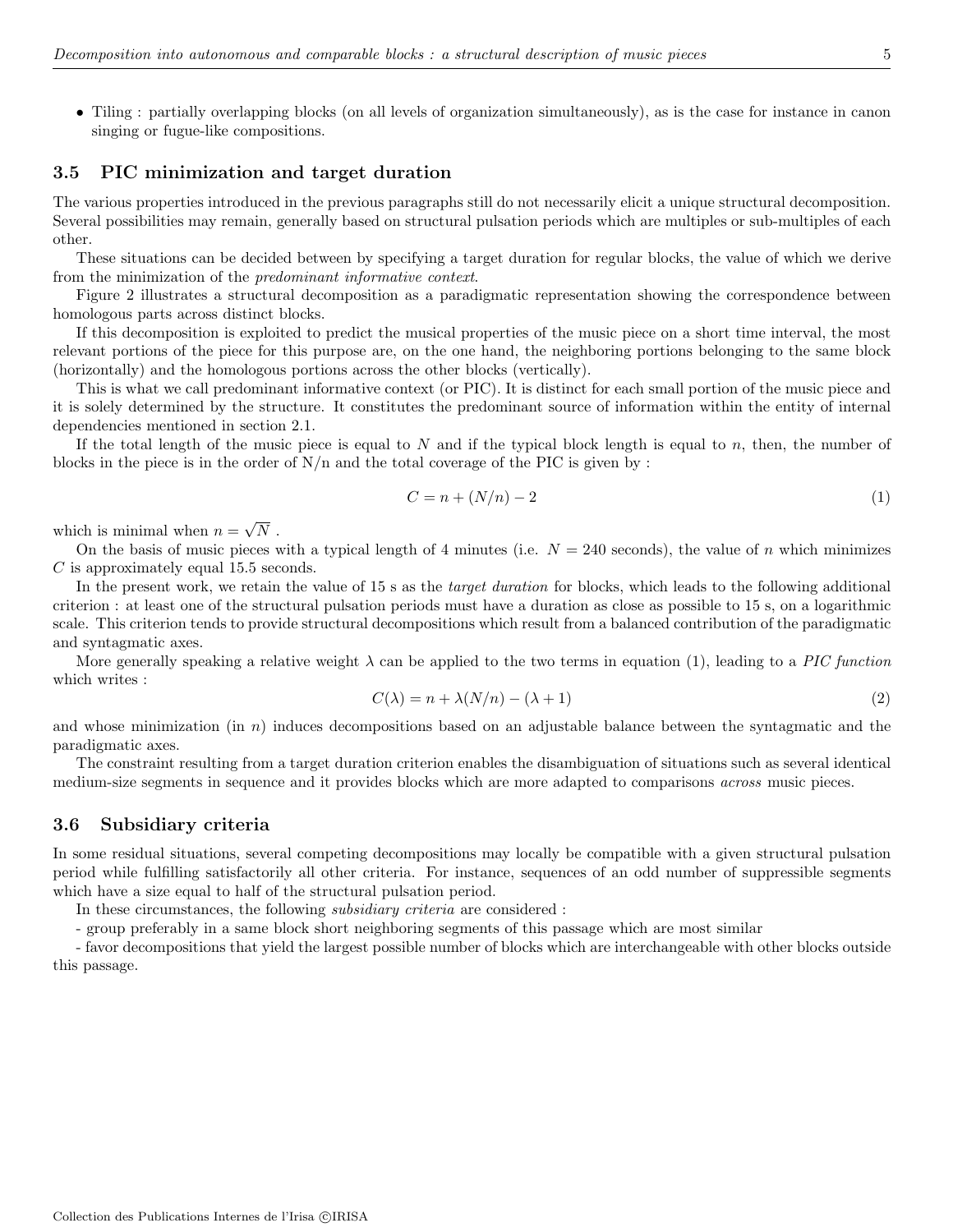- Tiling : partially overlapping blocks (on all levels of organization simultaneously), as is the case for instance in canon singing or fugue-like compositions.

### 3.5 PIC minimization and target duration

The various properties introduced in the previous paragraphs still do not necessarily elicit a unique structural decomposition. Several possibilities may remain, generally based on structural pulsation periods which are multiples or sub-multiples of each other.

These situations can be decided between by specifying a target duration for regular blocks, the value of which we derive from the minimization of the *predominant informative context*.

Figure 2 illustrates a structural decomposition as a paradigmatic representation showing the correspondence between homologous parts across distinct blocks.

If this decomposition is exploited to predict the musical properties of the music piece on a short time interval, the most relevant portions of the piece for this purpose are, on the one hand, the neighboring portions belonging to the same block (horizontally) and the homologous portions across the other blocks (vertically).

This is what we call predominant informative context (or PIC). It is distinct for each small portion of the music piece and it is solely determined by the structure. It constitutes the predominant source of information within the entity of internal dependencies mentioned in section 2.1.

If the total length of the music piece is equal to $N$ and if the typical block length is equal to $n$, then, the number of blocks in the piece is in the order of N/n and the total coverage of the PIC is given by :

$$C = n + (N/n) - 2 \tag{1}$$

which is minimal when $n = \sqrt{N}$ .

On the basis of music pieces with a typical length of 4 minutes (i.e. $N = 240$ seconds), the value of $n$ which minimizes $C$ is approximately equal 15.5 seconds.

In the present work, we retain the value of 15 s as the *target duration* for blocks, which leads to the following additional criterion : at least one of the structural pulsation periods must have a duration as close as possible to 15 s, on a logarithmic scale. This criterion tends to provide structural decompositions which result from a balanced contribution of the paradigmatic and syntagmatic axes.

More generally speaking a relative weight $\lambda$ can be applied to the two terms in equation (1), leading to a *PIC function* which writes :

$$C(\lambda) = n + \lambda(N/n) - (\lambda + 1) \tag{2}$$

and whose minimization (in $n$) induces decompositions based on an adjustable balance between the syntagmatic and the paradigmatic axes.

The constraint resulting from a target duration criterion enables the disambiguation of situations such as several identical medium-size segments in sequence and it provides blocks which are more adapted to comparisons *across* music pieces.

### 3.6 Subsidiary criteria

In some residual situations, several competing decompositions may locally be compatible with a given structural pulsation period while fulfilling satisfactorily all other criteria. For instance, sequences of an odd number of suppressible segments which have a size equal to half of the structural pulsation period.

In these circumstances, the following *subsidiary criteria* are considered :

- group preferably in a same block short neighboring segments of this passage which are most similar

- favor decompositions that yield the largest possible number of blocks which are interchangeable with other blocks outside this passage.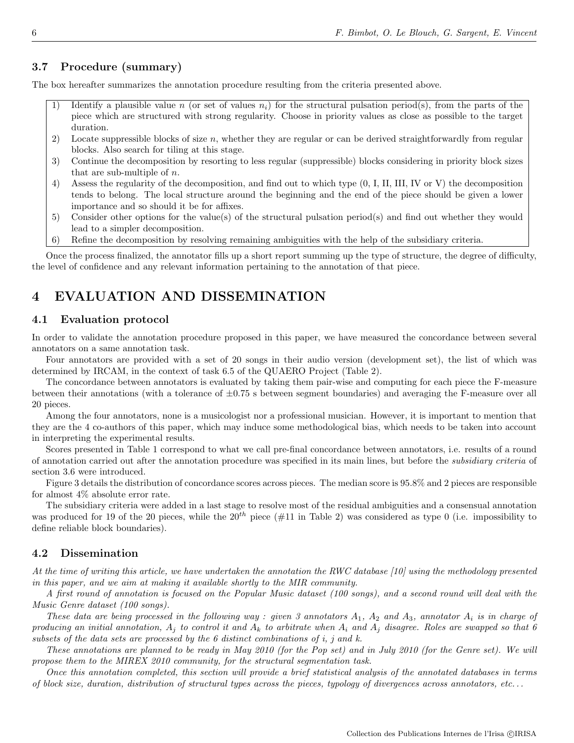### 3.7 Procedure (summary)

The box hereafter summarizes the annotation procedure resulting from the criteria presented above.

1) Identify a plausible value $n$ (or set of values $n_i$) for the structural pulsation period(s), from the parts of the piece which are structured with strong regularity. Choose in priority values as close as possible to the target duration.
2) Locate suppressible blocks of size $n$, whether they are regular or can be derived straightforwardly from regular blocks. Also search for tiling at this stage.
3) Continue the decomposition by resorting to less regular (suppressible) blocks considering in priority block sizes that are sub-multiple of $n$.
4) Assess the regularity of the decomposition, and find out to which type (0, I, II, III, IV or V) the decomposition tends to belong. The local structure around the beginning and the end of the piece should be given a lower importance and so should it be for affixes.
5) Consider other options for the value(s) of the structural pulsation period(s) and find out whether they would lead to a simpler decomposition.
6) Refine the decomposition by resolving remaining ambiguities with the help of the subsidiary criteria.

Once the process finalized, the annotator fills up a short report summing up the type of structure, the degree of difficulty, the level of confidence and any relevant information pertaining to the annotation of that piece.

# 4 EVALUATION AND DISSEMINATION

## 4.1 Evaluation protocol

In order to validate the annotation procedure proposed in this paper, we have measured the concordance between several annotators on a same annotation task.

Four annotators are provided with a set of 20 songs in their audio version (development set), the list of which was determined by IRCAM, in the context of task 6.5 of the QUAERO Project (Table 2).

The concordance between annotators is evaluated by taking them pair-wise and computing for each piece the F-measure between their annotations (with a tolerance of $\pm 0.75$ s between segment boundaries) and averaging the F-measure over all 20 pieces.

Among the four annotators, none is a musicologist nor a professional musician. However, it is important to mention that they are the 4 co-authors of this paper, which may induce some methodological bias, which needs to be taken into account in interpreting the experimental results.

Scores presented in Table 1 correspond to what we call pre-final concordance between annotators, i.e. results of a round of annotation carried out after the annotation procedure was specified in its main lines, but before the *subsidiary criteria* of section 3.6 were introduced.

Figure 3 details the distribution of concordance scores across pieces. The median score is 95.8% and 2 pieces are responsible for almost 4% absolute error rate.

The subsidiary criteria were added in a last stage to resolve most of the residual ambiguities and a consensual annotation was produced for 19 of the 20 pieces, while the $20^{th}$ piece (#11 in Table 2) was considered as type 0 (i.e. impossibility to define reliable block boundaries).

## 4.2 Dissemination

*At the time of writing this article, we have undertaken the annotation the RWC database [10] using the methodology presented in this paper, and we aim at making it available shortly to the MIR community.*

*A first round of annotation is focused on the Popular Music dataset (100 songs), and a second round will deal with the Music Genre dataset (100 songs).*

*These data are being processed in the following way : given 3 annotators $A_1$, $A_2$ and $A_3$, annotator $A_i$ is in charge of producing an initial annotation, $A_j$ to control it and $A_k$ to arbitrate when $A_i$ and $A_j$ disagree. Roles are swapped so that 6 subsets of the data sets are processed by the 6 distinct combinations of i, j and k.*

*These annotations are planned to be ready in May 2010 (for the Pop set) and in July 2010 (for the Genre set). We will propose them to the MIREX 2010 community, for the structural segmentation task.*

*Once this annotation completed, this section will provide a brief statistical analysis of the annotated databases in terms of block size, duration, distribution of structural types across the pieces, typology of divergences across annotators, etc...*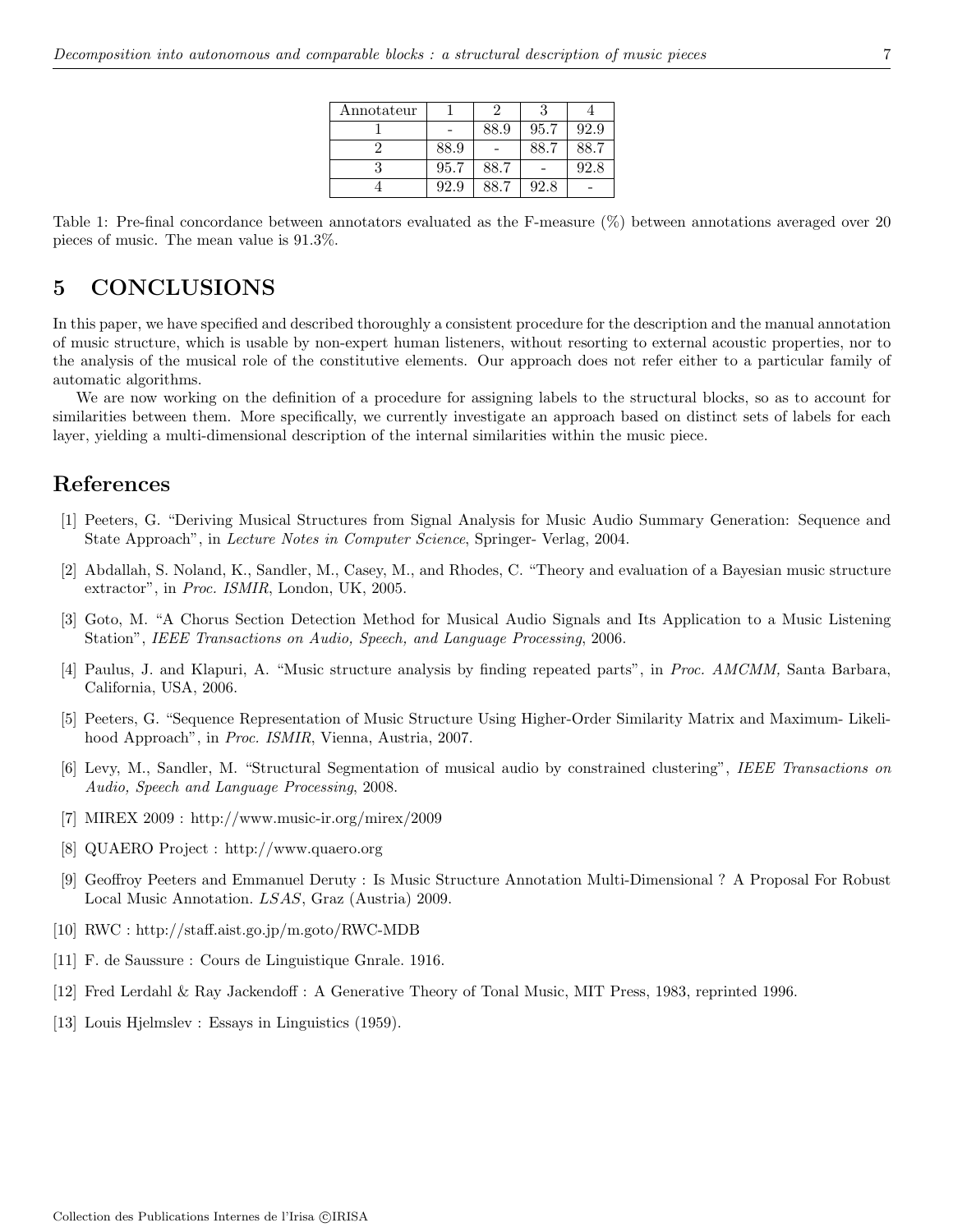| Annotateur | 1 | 2 | 3 | 4 |
| --- | --- | --- | --- | --- |
| 1 | - | 88.9 | 95.7 | 92.9 |
| 2 | 88.9 | - | 88.7 | 88.7 |
| 3 | 95.7 | 88.7 | - | 92.8 |
| 4 | 92.9 | 88.7 | 92.8 | - |

Table 1: Pre-final concordance between annotators evaluated as the F-measure (%) between annotations averaged over 20 pieces of music. The mean value is 91.3%.

# 5 CONCLUSIONS

In this paper, we have specified and described thoroughly a consistent procedure for the description and the manual annotation of music structure, which is usable by non-expert human listeners, without resorting to external acoustic properties, nor to the analysis of the musical role of the constitutive elements. Our approach does not refer either to a particular family of automatic algorithms.

We are now working on the definition of a procedure for assigning labels to the structural blocks, so as to account for similarities between them. More specifically, we currently investigate an approach based on distinct sets of labels for each layer, yielding a multi-dimensional description of the internal similarities within the music piece.

# References

[1] Peeters, G. "Deriving Musical Structures from Signal Analysis for Music Audio Summary Generation: Sequence and State Approach", in *Lecture Notes in Computer Science*, Springer- Verlag, 2004.

[2] Abdallah, S. Noland, K., Sandler, M., Casey, M., and Rhodes, C. "Theory and evaluation of a Bayesian music structure extractor", in *Proc. ISMIR*, London, UK, 2005.

[3] Goto, M. "A Chorus Section Detection Method for Musical Audio Signals and Its Application to a Music Listening Station", *IEEE Transactions on Audio, Speech, and Language Processing*, 2006.

[4] Paulus, J. and Klapuri, A. "Music structure analysis by finding repeated parts", in *Proc. AMCMM,* Santa Barbara, California, USA, 2006.

[5] Peeters, G. "Sequence Representation of Music Structure Using Higher-Order Similarity Matrix and Maximum- Likelihood Approach", in *Proc. ISMIR*, Vienna, Austria, 2007.

[6] Levy, M., Sandler, M. "Structural Segmentation of musical audio by constrained clustering", *IEEE Transactions on Audio, Speech and Language Processing*, 2008.

[7] MIREX 2009 : http://www.music-ir.org/mirex/2009

[8] QUAERO Project : http://www.quaero.org

[9] Geoffroy Peeters and Emmanuel Deruty : Is Music Structure Annotation Multi-Dimensional ? A Proposal For Robust Local Music Annotation. *LSAS*, Graz (Austria) 2009.

[10] RWC : http://staff.aist.go.jp/m.goto/RWC-MDB

[11] F. de Saussure : Cours de Linguistique Gnrale. 1916.

[12] Fred Lerdahl & Ray Jackendoff : A Generative Theory of Tonal Music, MIT Press, 1983, reprinted 1996.

[13] Louis Hjelmslev : Essays in Linguistics (1959).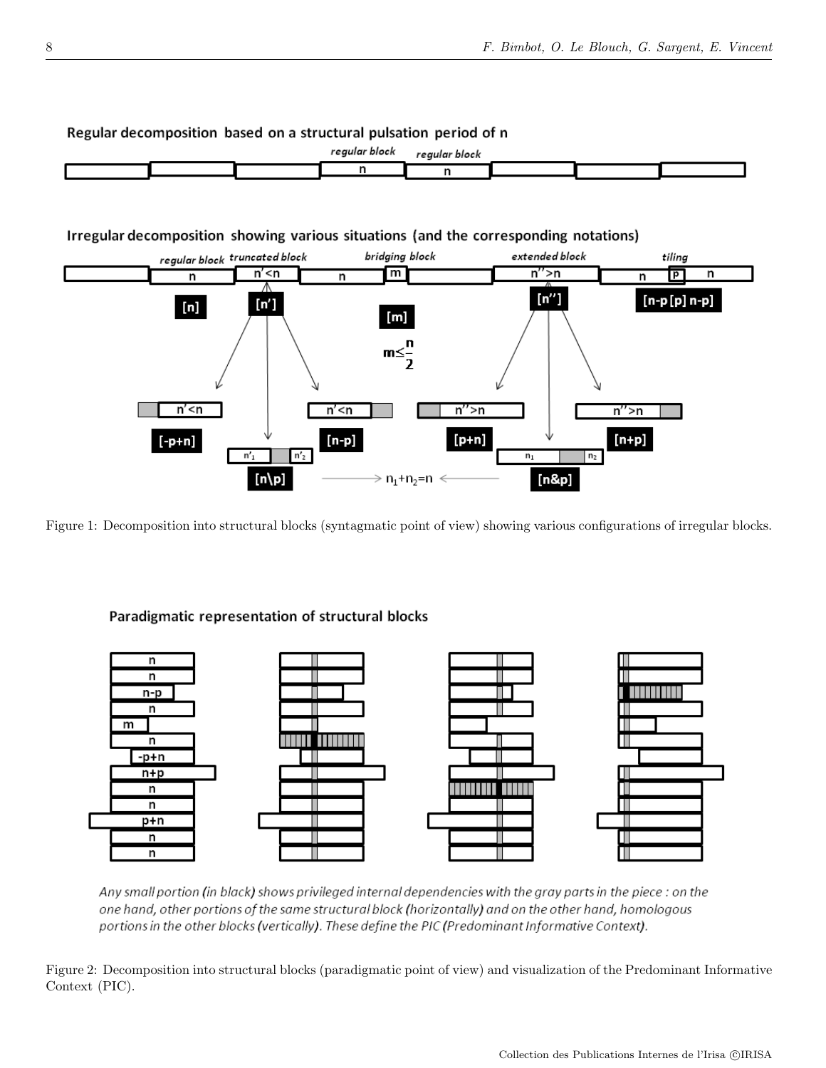Figure 1: Decomposition into structural blocks (syntagmatic point of view) showing various configurations of irregular blocks.

Figure 2: Decomposition into structural blocks (paradigmatic point of view) and visualization of the Predominant Informative Context (PIC).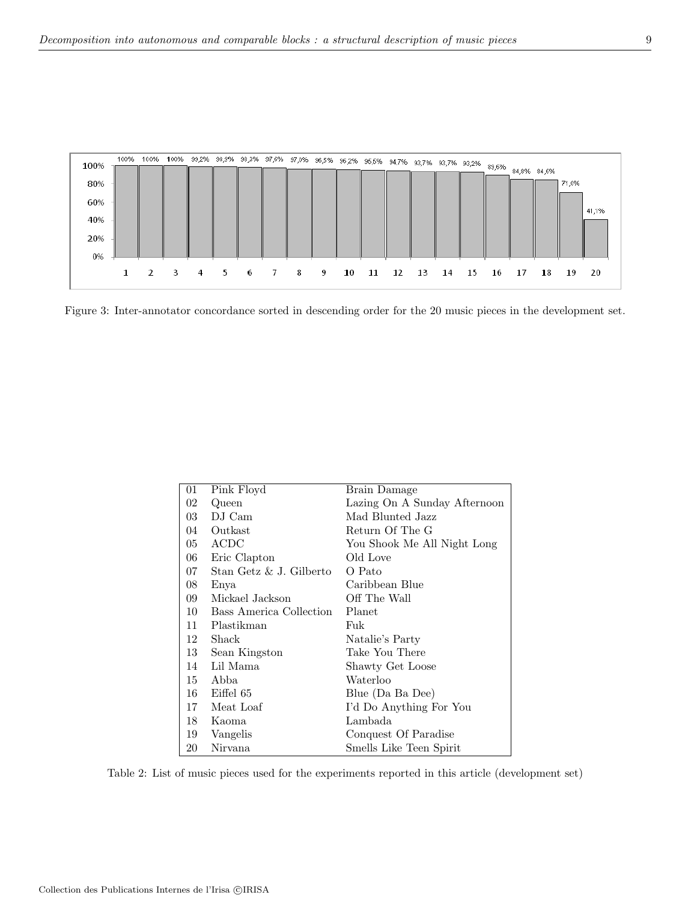100%
80%
60%
40%
20%
0%

100% 100% 100% 99,2% 98,9% 98,3% 97,6% 97,0% 96,5% 96,2% 95,5% 94,7% 93,7% 93,7% 93,2% 89,6% 84,8% 84,6% 71,0% 41,1%

1 2 3 4 5 6 7 8 9 10 11 12 13 14 15 16 17 18 19 20

Figure 3: Inter-annotator concordance sorted in descending order for the 20 music pieces in the development set.

| | | |
|---|---|---|
| 01 | Pink Floyd | Brain Damage |
| 02 | Queen | Lazing On A Sunday Afternoon |
| 03 | DJ Cam | Mad Blunted Jazz |
| 04 | Outkast | Return Of The G |
| 05 | ACDC | You Shook Me All Night Long |
| 06 | Eric Clapton | Old Love |
| 07 | Stan Getz & J. Gilberto | O Pato |
| 08 | Enya | Caribbean Blue |
| 09 | Mickael Jackson | Off The Wall |
| 10 | Bass America Collection | Planet |
| 11 | Plastikman | Fuk |
| 12 | Shack | Natalie's Party |
| 13 | Sean Kingston | Take You There |
| 14 | Lil Mama | Shawty Get Loose |
| 15 | Abba | Waterloo |
| 16 | Eiffel 65 | Blue (Da Ba Dee) |
| 17 | Meat Loaf | I'd Do Anything For You |
| 18 | Kaoma | Lambada |
| 19 | Vangelis | Conquest Of Paradise |
| 20 | Nirvana | Smells Like Teen Spirit |

Table 2: List of music pieces used for the experiments reported in this article (development set)

Collection des Publications Internes de l'Irisa ©IRISA